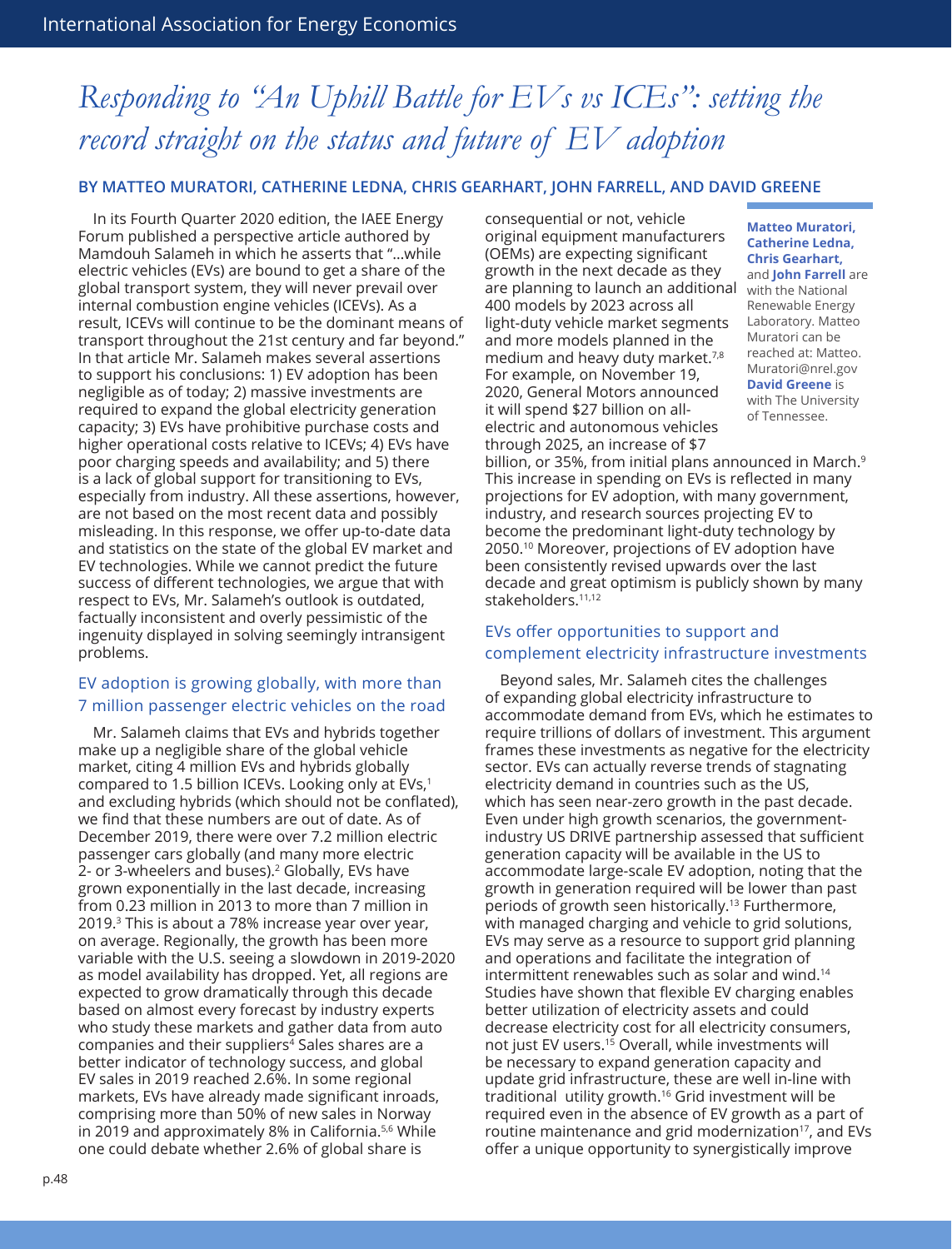# Responding to "An Uphill Battle for EVs vs ICEs": setting the record straight on the status and future of EV adoption

**BY MATTEO MURATORI, CATHERINE LEDNA, CHRIS GEARHART, JOHN FARRELL, AND DAVID GREENE**

**Matteo Muratori, Catherine Ledna, Chris Gearhart,** and **John Farrell** are with the National Renewable Energy Laboratory. Matteo Muratori can be reached at: Matteo.Muratori@nrel.gov **David Greene** is with The University of Tennessee.

In its Fourth Quarter 2020 edition, the IAEE Energy Forum published a perspective article authored by Mamdouh Salameh in which he asserts that "…while electric vehicles (EVs) are bound to get a share of the global transport system, they will never prevail over internal combustion engine vehicles (ICEVs). As a result, ICEVs will continue to be the dominant means of transport throughout the 21st century and far beyond." In that article Mr. Salameh makes several assertions to support his conclusions: 1) EV adoption has been negligible as of today; 2) massive investments are required to expand the global electricity generation capacity; 3) EVs have prohibitive purchase costs and higher operational costs relative to ICEVs; 4) EVs have poor charging speeds and availability; and 5) there is a lack of global support for transitioning to EVs, especially from industry. All these assertions, however, are not based on the most recent data and possibly misleading. In this response, we offer up-to-date data and statistics on the state of the global EV market and EV technologies. While we cannot predict the future success of different technologies, we argue that with respect to EVs, Mr. Salameh's outlook is outdated, factually inconsistent and overly pessimistic of the ingenuity displayed in solving seemingly intransigent problems.

## EV adoption is growing globally, with more than 7 million passenger electric vehicles on the road

Mr. Salameh claims that EVs and hybrids together make up a negligible share of the global vehicle market, citing 4 million EVs and hybrids globally compared to 1.5 billion ICEVs. Looking only at EVs,[1] and excluding hybrids (which should not be conflated), we find that these numbers are out of date. As of December 2019, there were over 7.2 million electric passenger cars globally (and many more electric 2- or 3-wheelers and buses).[2] Globally, EVs have grown exponentially in the last decade, increasing from 0.23 million in 2013 to more than 7 million in 2019.[3] This is about a 78% increase year over year, on average. Regionally, the growth has been more variable with the U.S. seeing a slowdown in 2019-2020 as model availability has dropped. Yet, all regions are expected to grow dramatically through this decade based on almost every forecast by industry experts who study these markets and gather data from auto companies and their suppliers[4] Sales shares are a better indicator of technology success, and global EV sales in 2019 reached 2.6%. In some regional markets, EVs have already made significant inroads, comprising more than 50% of new sales in Norway in 2019 and approximately 8% in California.[5,6] While one could debate whether 2.6% of global share is consequential or not, vehicle original equipment manufacturers (OEMs) are expecting significant growth in the next decade as they are planning to launch an additional 400 models by 2023 across all light-duty vehicle market segments and more models planned in the medium and heavy duty market.[7,8] For example, on November 19, 2020, General Motors announced it will spend $27 billion on all-electric and autonomous vehicles through 2025, an increase of $7 billion, or 35%, from initial plans announced in March.[9] This increase in spending on EVs is reflected in many projections for EV adoption, with many government, industry, and research sources projecting EV to become the predominant light-duty technology by 2050.[10] Moreover, projections of EV adoption have been consistently revised upwards over the last decade and great optimism is publicly shown by many stakeholders.[11,12]

## EVs offer opportunities to support and complement electricity infrastructure investments

Beyond sales, Mr. Salameh cites the challenges of expanding global electricity infrastructure to accommodate demand from EVs, which he estimates to require trillions of dollars of investment. This argument frames these investments as negative for the electricity sector. EVs can actually reverse trends of stagnating electricity demand in countries such as the US, which has seen near-zero growth in the past decade. Even under high growth scenarios, the government-industry US DRIVE partnership assessed that sufficient generation capacity will be available in the US to accommodate large-scale EV adoption, noting that the growth in generation required will be lower than past periods of growth seen historically.[13] Furthermore, with managed charging and vehicle to grid solutions, EVs may serve as a resource to support grid planning and operations and facilitate the integration of intermittent renewables such as solar and wind.[14] Studies have shown that flexible EV charging enables better utilization of electricity assets and could decrease electricity cost for all electricity consumers, not just EV users.[15] Overall, while investments will be necessary to expand generation capacity and update grid infrastructure, these are well in-line with traditional utility growth.[16] Grid investment will be required even in the absence of EV growth as a part of routine maintenance and grid modernization[17], and EVs offer a unique opportunity to synergistically improve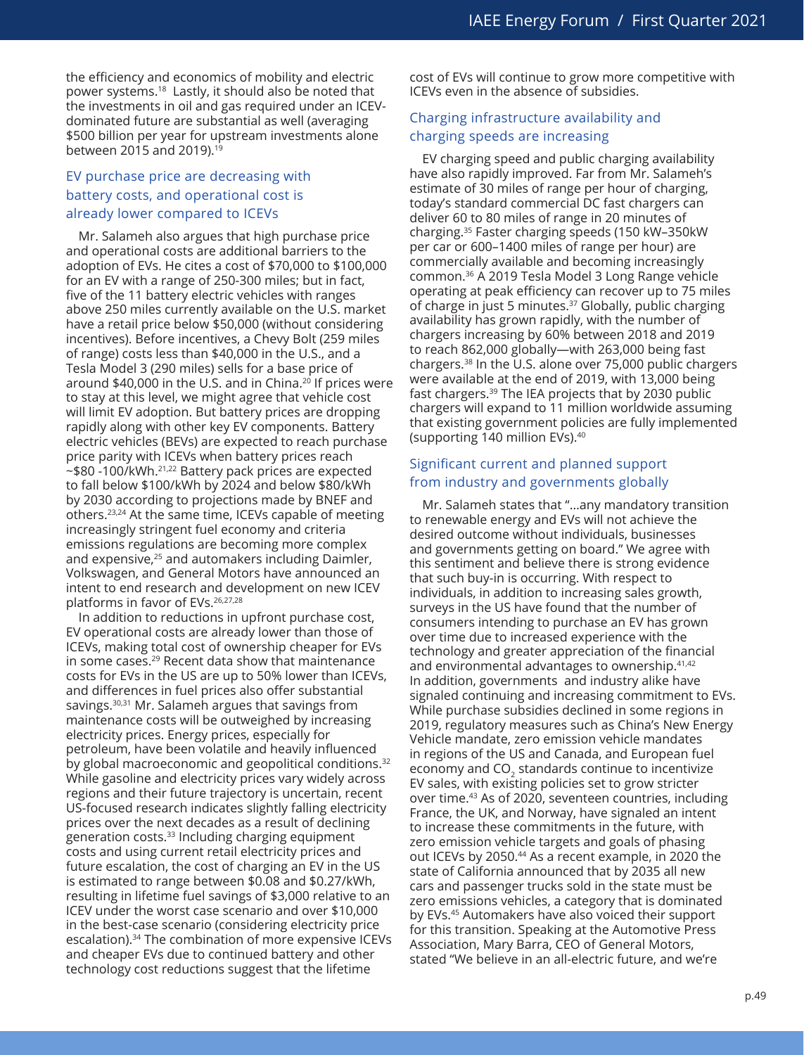the efficiency and economics of mobility and electric power systems.[18] Lastly, it should also be noted that the investments in oil and gas required under an ICEV-dominated future are substantial as well (averaging $500 billion per year for upstream investments alone between 2015 and 2019).[19]

## EV purchase price are decreasing with battery costs, and operational cost is already lower compared to ICEVs

Mr. Salameh also argues that high purchase price and operational costs are additional barriers to the adoption of EVs. He cites a cost of $70,000 to $100,000 for an EV with a range of 250-300 miles; but in fact, five of the 11 battery electric vehicles with ranges above 250 miles currently available on the U.S. market have a retail price below $50,000 (without considering incentives). Before incentives, a Chevy Bolt (259 miles of range) costs less than $40,000 in the U.S., and a Tesla Model 3 (290 miles) sells for a base price of around $40,000 in the U.S. and in China.[20] If prices were to stay at this level, we might agree that vehicle cost will limit EV adoption. But battery prices are dropping rapidly along with other key EV components. Battery electric vehicles (BEVs) are expected to reach purchase price parity with ICEVs when battery prices reach ~$80 -100/kWh.[21,22] Battery pack prices are expected to fall below $100/kWh by 2024 and below $80/kWh by 2030 according to projections made by BNEF and others.[23,24] At the same time, ICEVs capable of meeting increasingly stringent fuel economy and criteria emissions regulations are becoming more complex and expensive,[25] and automakers including Daimler, Volkswagen, and General Motors have announced an intent to end research and development on new ICEV platforms in favor of EVs.[26,27,28]

In addition to reductions in upfront purchase cost, EV operational costs are already lower than those of ICEVs, making total cost of ownership cheaper for EVs in some cases.[29] Recent data show that maintenance costs for EVs in the US are up to 50% lower than ICEVs, and differences in fuel prices also offer substantial savings.[30,31] Mr. Salameh argues that savings from maintenance costs will be outweighed by increasing electricity prices. Energy prices, especially for petroleum, have been volatile and heavily influenced by global macroeconomic and geopolitical conditions.[32] While gasoline and electricity prices vary widely across regions and their future trajectory is uncertain, recent US-focused research indicates slightly falling electricity prices over the next decades as a result of declining generation costs.[33] Including charging equipment costs and using current retail electricity prices and future escalation, the cost of charging an EV in the US is estimated to range between $0.08 and $0.27/kWh, resulting in lifetime fuel savings of $3,000 relative to an ICEV under the worst case scenario and over $10,000 in the best-case scenario (considering electricity price escalation).[34] The combination of more expensive ICEVs and cheaper EVs due to continued battery and other technology cost reductions suggest that the lifetime cost of EVs will continue to grow more competitive with ICEVs even in the absence of subsidies.

## Charging infrastructure availability and charging speeds are increasing

EV charging speed and public charging availability have also rapidly improved. Far from Mr. Salameh's estimate of 30 miles of range per hour of charging, today's standard commercial DC fast chargers can deliver 60 to 80 miles of range in 20 minutes of charging.[35] Faster charging speeds (150 kW–350kW per car or 600–1400 miles of range per hour) are commercially available and becoming increasingly common.[36] A 2019 Tesla Model 3 Long Range vehicle operating at peak efficiency can recover up to 75 miles of charge in just 5 minutes.[37] Globally, public charging availability has grown rapidly, with the number of chargers increasing by 60% between 2018 and 2019 to reach 862,000 globally—with 263,000 being fast chargers.[38] In the U.S. alone over 75,000 public chargers were available at the end of 2019, with 13,000 being fast chargers.[39] The IEA projects that by 2030 public chargers will expand to 11 million worldwide assuming that existing government policies are fully implemented (supporting 140 million EVs).[40]

## Significant current and planned support from industry and governments globally

Mr. Salameh states that "...any mandatory transition to renewable energy and EVs will not achieve the desired outcome without individuals, businesses and governments getting on board." We agree with this sentiment and believe there is strong evidence that such buy-in is occurring. With respect to individuals, in addition to increasing sales growth, surveys in the US have found that the number of consumers intending to purchase an EV has grown over time due to increased experience with the technology and greater appreciation of the financial and environmental advantages to ownership.[41,42] In addition, governments and industry alike have signaled continuing and increasing commitment to EVs. While purchase subsidies declined in some regions in 2019, regulatory measures such as China's New Energy Vehicle mandate, zero emission vehicle mandates in regions of the US and Canada, and European fuel economy and $CO_2$ standards continue to incentivize EV sales, with existing policies set to grow stricter over time.[43] As of 2020, seventeen countries, including France, the UK, and Norway, have signaled an intent to increase these commitments in the future, with zero emission vehicle targets and goals of phasing out ICEVs by 2050.[44] As a recent example, in 2020 the state of California announced that by 2035 all new cars and passenger trucks sold in the state must be zero emissions vehicles, a category that is dominated by EVs.[45] Automakers have also voiced their support for this transition. Speaking at the Automotive Press Association, Mary Barra, CEO of General Motors, stated "We believe in an all-electric future, and we're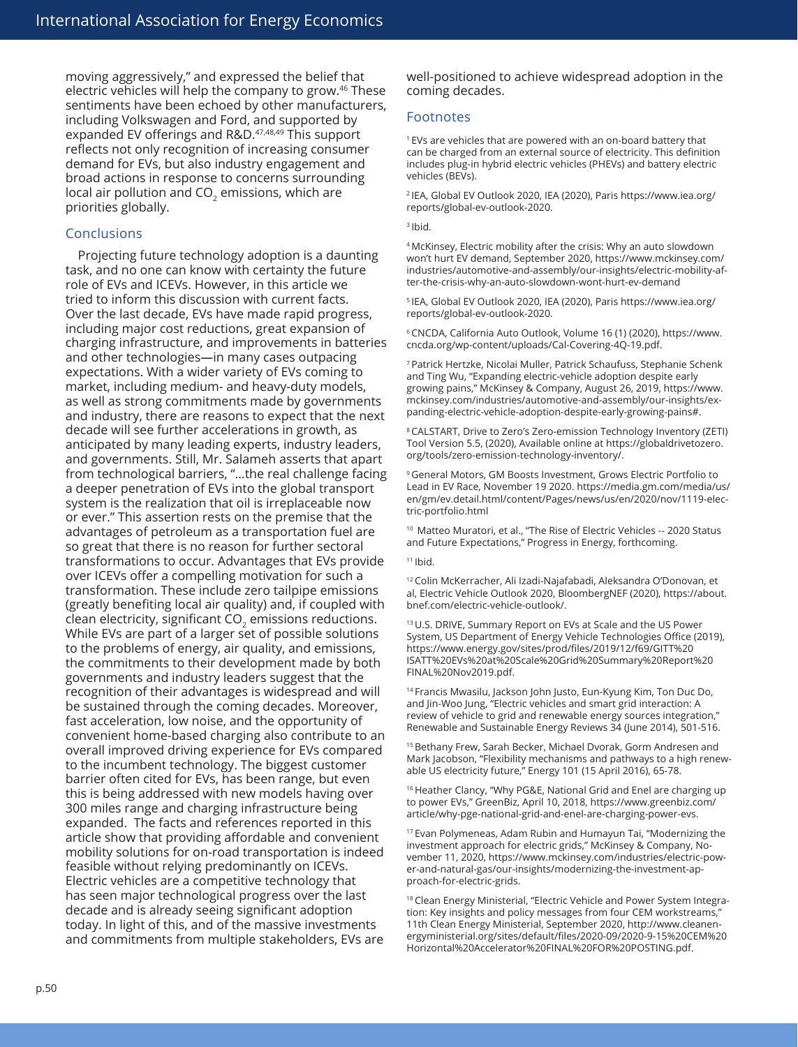moving aggressively," and expressed the belief that electric vehicles will help the company to grow.[46] These sentiments have been echoed by other manufacturers, including Volkswagen and Ford, and supported by expanded EV offerings and R&D.[47,48,49] This support reflects not only recognition of increasing consumer demand for EVs, but also industry engagement and broad actions in response to concerns surrounding local air pollution and $CO_2$ emissions, which are priorities globally.

## Conclusions

Projecting future technology adoption is a daunting task, and no one can know with certainty the future role of EVs and ICEVs. However, in this article we tried to inform this discussion with current facts. Over the last decade, EVs have made rapid progress, including major cost reductions, great expansion of charging infrastructure, and improvements in batteries and other technologies—in many cases outpacing expectations. With a wider variety of EVs coming to market, including medium- and heavy-duty models, as well as strong commitments made by governments and industry, there are reasons to expect that the next decade will see further accelerations in growth, as anticipated by many leading experts, industry leaders, and governments. Still, Mr. Salameh asserts that apart from technological barriers, "...the real challenge facing a deeper penetration of EVs into the global transport system is the realization that oil is irreplaceable now or ever." This assertion rests on the premise that the advantages of petroleum as a transportation fuel are so great that there is no reason for further sectoral transformations to occur. Advantages that EVs provide over ICEVs offer a compelling motivation for such a transformation. These include zero tailpipe emissions (greatly benefiting local air quality) and, if coupled with clean electricity, significant $CO_2$ emissions reductions. While EVs are part of a larger set of possible solutions to the problems of energy, air quality, and emissions, the commitments to their development made by both governments and industry leaders suggest that the recognition of their advantages is widespread and will be sustained through the coming decades. Moreover, fast acceleration, low noise, and the opportunity of convenient home-based charging also contribute to an overall improved driving experience for EVs compared to the incumbent technology. The biggest customer barrier often cited for EVs, has been range, but even this is being addressed with new models having over 300 miles range and charging infrastructure being expanded. The facts and references reported in this article show that providing affordable and convenient mobility solutions for on-road transportation is indeed feasible without relying predominantly on ICEVs. Electric vehicles are a competitive technology that has seen major technological progress over the last decade and is already seeing significant adoption today. In light of this, and of the massive investments and commitments from multiple stakeholders, EVs are well-positioned to achieve widespread adoption in the coming decades.

## Footnotes

[1] EVs are vehicles that are powered with an on-board battery that can be charged from an external source of electricity. This definition includes plug-in hybrid electric vehicles (PHEVs) and battery electric vehicles (BEVs).

[2] IEA, Global EV Outlook 2020, IEA (2020), Paris https://www.iea.org/reports/global-ev-outlook-2020.

[3] Ibid.

[4] McKinsey, Electric mobility after the crisis: Why an auto slowdown won't hurt EV demand, September 2020, https://www.mckinsey.com/industries/automotive-and-assembly/our-insights/electric-mobility-after-the-crisis-why-an-auto-slowdown-wont-hurt-ev-demand

[5] IEA, Global EV Outlook 2020, IEA (2020), Paris https://www.iea.org/reports/global-ev-outlook-2020.

[6] CNCDA, California Auto Outlook, Volume 16 (1) (2020), https://www.cncda.org/wp-content/uploads/Cal-Covering-4Q-19.pdf.

[7] Patrick Hertzke, Nicolai Muller, Patrick Schaufuss, Stephanie Schenk and Ting Wu, "Expanding electric-vehicle adoption despite early growing pains," McKinsey & Company, August 26, 2019, https://www.mckinsey.com/industries/automotive-and-assembly/our-insights/expanding-electric-vehicle-adoption-despite-early-growing-pains#.

[8] CALSTART, Drive to Zero's Zero-emission Technology Inventory (ZETI) Tool Version 5.5, (2020), Available online at https://globaldrivetozero.org/tools/zero-emission-technology-inventory/.

[9] General Motors, GM Boosts Investment, Grows Electric Portfolio to Lead in EV Race, November 19 2020. https://media.gm.com/media/us/en/gm/ev.detail.html/content/Pages/news/us/en/2020/nov/1119-electric-portfolio.html

[10] Matteo Muratori, et al., "The Rise of Electric Vehicles -- 2020 Status and Future Expectations," Progress in Energy, forthcoming.

[11] Ibid.

[12] Colin McKerracher, Ali Izadi-Najafabadi, Aleksandra O'Donovan, et al, Electric Vehicle Outlook 2020, BloombergNEF (2020), https://about.bnef.com/electric-vehicle-outlook/.

[13] U.S. DRIVE, Summary Report on EVs at Scale and the US Power System, US Department of Energy Vehicle Technologies Office (2019), https://www.energy.gov/sites/prod/files/2019/12/f69/GITT%20ISATT%20EVs%20at%20Scale%20Grid%20Summary%20Report%20FINAL%20Nov2019.pdf.

[14] Francis Mwasilu, Jackson John Justo, Eun-Kyung Kim, Ton Duc Do, and Jin-Woo Jung, "Electric vehicles and smart grid interaction: A review of vehicle to grid and renewable energy sources integration," Renewable and Sustainable Energy Reviews 34 (June 2014), 501-516.

[15] Bethany Frew, Sarah Becker, Michael Dvorak, Gorm Andresen and Mark Jacobson, "Flexibility mechanisms and pathways to a high renewable US electricity future," Energy 101 (15 April 2016), 65-78.

[16] Heather Clancy, "Why PG&E, National Grid and Enel are charging up to power EVs," GreenBiz, April 10, 2018, https://www.greenbiz.com/article/why-pge-national-grid-and-enel-are-charging-power-evs.

[17] Evan Polymeneas, Adam Rubin and Humayun Tai, "Modernizing the investment approach for electric grids," McKinsey & Company, November 11, 2020, https://www.mckinsey.com/industries/electric-power-and-natural-gas/our-insights/modernizing-the-investment-approach-for-electric-grids.

[18] Clean Energy Ministerial, "Electric Vehicle and Power System Integration: Key insights and policy messages from four CEM workstreams," 11th Clean Energy Ministerial, September 2020, http://www.cleanenergyministerial.org/sites/default/files/2020-09/2020-9-15%20CEM%20Horizontal%20Accelerator%20FINAL%20FOR%20POSTING.pdf.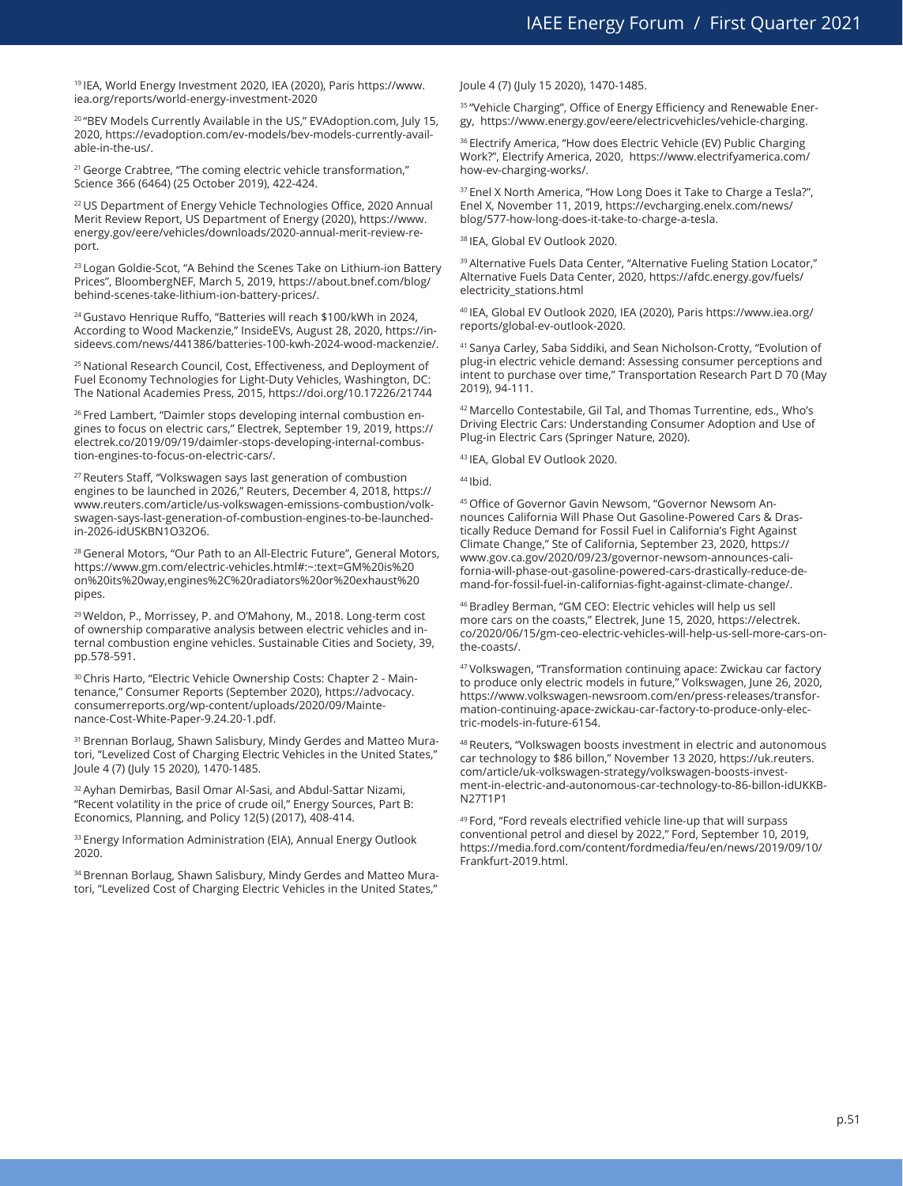[19] IEA, World Energy Investment 2020, IEA (2020), Paris https://www.iea.org/reports/world-energy-investment-2020

[20] "BEV Models Currently Available in the US," EVAdoption.com, July 15, 2020, https://evadoption.com/ev-models/bev-models-currently-available-in-the-us/.

[21] George Crabtree, "The coming electric vehicle transformation," Science 366 (6464) (25 October 2019), 422-424.

[22] US Department of Energy Vehicle Technologies Office, 2020 Annual Merit Review Report, US Department of Energy (2020), https://www.energy.gov/eere/vehicles/downloads/2020-annual-merit-review-report.

[23] Logan Goldie-Scot, "A Behind the Scenes Take on Lithium-ion Battery Prices", BloombergNEF, March 5, 2019, https://about.bnef.com/blog/behind-scenes-take-lithium-ion-battery-prices/.

[24] Gustavo Henrique Ruffo, "Batteries will reach $100/kWh in 2024, According to Wood Mackenzie," InsideEVs, August 28, 2020, https://insideevs.com/news/441386/batteries-100-kwh-2024-wood-mackenzie/.

[25] National Research Council, Cost, Effectiveness, and Deployment of Fuel Economy Technologies for Light-Duty Vehicles, Washington, DC: The National Academies Press, 2015, https://doi.org/10.17226/21744

[26] Fred Lambert, "Daimler stops developing internal combustion engines to focus on electric cars," Electrek, September 19, 2019, https://electrek.co/2019/09/19/daimler-stops-developing-internal-combustion-engines-to-focus-on-electric-cars/.

[27] Reuters Staff, "Volkswagen says last generation of combustion engines to be launched in 2026," Reuters, December 4, 2018, https://www.reuters.com/article/us-volkswagen-emissions-combustion/volkswagen-says-last-generation-of-combustion-engines-to-be-launched-in-2026-idUSKBN1O32O6.

[28] General Motors, "Our Path to an All-Electric Future", General Motors, https://www.gm.com/electric-vehicles.html#:~:text=GM%20is%20on%20its%20way,engines%2C%20radiators%20or%20exhaust%20pipes.

[29] Weldon, P., Morrissey, P. and O'Mahony, M., 2018. Long-term cost of ownership comparative analysis between electric vehicles and internal combustion engine vehicles. Sustainable Cities and Society, 39, pp.578-591.

[30] Chris Harto, "Electric Vehicle Ownership Costs: Chapter 2 - Maintenance," Consumer Reports (September 2020), https://advocacy.consumerreports.org/wp-content/uploads/2020/09/Maintenance-Cost-White-Paper-9.24.20-1.pdf.

[31] Brennan Borlaug, Shawn Salisbury, Mindy Gerdes and Matteo Muratori, "Levelized Cost of Charging Electric Vehicles in the United States," Joule 4 (7) (July 15 2020), 1470-1485.

[32] Ayhan Demirbas, Basil Omar Al-Sasi, and Abdul-Sattar Nizami, "Recent volatility in the price of crude oil," Energy Sources, Part B: Economics, Planning, and Policy 12(5) (2017), 408-414.

[33] Energy Information Administration (EIA), Annual Energy Outlook 2020.

[34] Brennan Borlaug, Shawn Salisbury, Mindy Gerdes and Matteo Muratori, "Levelized Cost of Charging Electric Vehicles in the United States," Joule 4 (7) (July 15 2020), 1470-1485.

[35] "Vehicle Charging", Office of Energy Efficiency and Renewable Energy, https://www.energy.gov/eere/electricvehicles/vehicle-charging.

[36] Electrify America, "How does Electric Vehicle (EV) Public Charging Work?", Electrify America, 2020, https://www.electrifyamerica.com/how-ev-charging-works/.

[37] Enel X North America, "How Long Does it Take to Charge a Tesla?", Enel X, November 11, 2019, https://evcharging.enelx.com/news/blog/577-how-long-does-it-take-to-charge-a-tesla.

[38] IEA, Global EV Outlook 2020.

[39] Alternative Fuels Data Center, "Alternative Fueling Station Locator," Alternative Fuels Data Center, 2020, https://afdc.energy.gov/fuels/electricity_stations.html

[40] IEA, Global EV Outlook 2020, IEA (2020), Paris https://www.iea.org/reports/global-ev-outlook-2020.

[41] Sanya Carley, Saba Siddiki, and Sean Nicholson-Crotty, "Evolution of plug-in electric vehicle demand: Assessing consumer perceptions and intent to purchase over time," Transportation Research Part D 70 (May 2019), 94-111.

[42] Marcello Contestabile, Gil Tal, and Thomas Turrentine, eds., Who's Driving Electric Cars: Understanding Consumer Adoption and Use of Plug-in Electric Cars (Springer Nature, 2020).

[43] IEA, Global EV Outlook 2020.

[44] Ibid.

[45] Office of Governor Gavin Newsom, "Governor Newsom Announces California Will Phase Out Gasoline-Powered Cars & Drastically Reduce Demand for Fossil Fuel in California's Fight Against Climate Change," Ste of California, September 23, 2020, https://www.gov.ca.gov/2020/09/23/governor-newsom-announces-california-will-phase-out-gasoline-powered-cars-drastically-reduce-demand-for-fossil-fuel-in-californias-fight-against-climate-change/.

[46] Bradley Berman, "GM CEO: Electric vehicles will help us sell more cars on the coasts," Electrek, June 15, 2020, https://electrek.co/2020/06/15/gm-ceo-electric-vehicles-will-help-us-sell-more-cars-on-the-coasts/.

[47] Volkswagen, "Transformation continuing apace: Zwickau car factory to produce only electric models in future," Volkswagen, June 26, 2020, https://www.volkswagen-newsroom.com/en/press-releases/transformation-continuing-apace-zwickau-car-factory-to-produce-only-electric-models-in-future-6154.

[48] Reuters, "Volkswagen boosts investment in electric and autonomous car technology to $86 billon," November 13 2020, https://uk.reuters.com/article/uk-volkswagen-strategy/volkswagen-boosts-investment-in-electric-and-autonomous-car-technology-to-86-billon-idUKKBN27T1P1

[49] Ford, "Ford reveals electrified vehicle line-up that will surpass conventional petrol and diesel by 2022," Ford, September 10, 2019, https://media.ford.com/content/fordmedia/feu/en/news/2019/09/10/Frankfurt-2019.html.